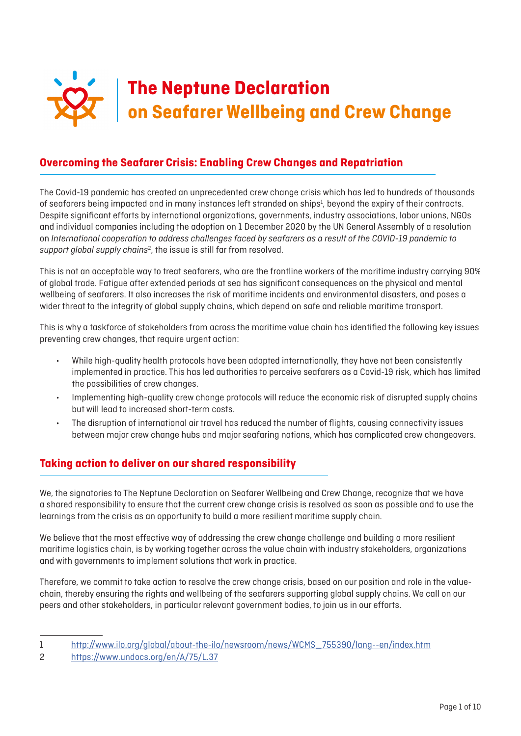# The Neptune Declaration on Seafarer Wellbeing and Crew Change

## Overcoming the Seafarer Crisis: Enabling Crew Changes and Repatriation

The Covid-19 pandemic has created an unprecedented crew change crisis which has led to hundreds of thousands of seafarers being impacted and in many instances left stranded on ships[1], beyond the expiry of their contracts. Despite significant efforts by international organizations, governments, industry associations, labor unions, NGOs and individual companies including the adoption on 1 December 2020 by the UN General Assembly of a resolution on *International cooperation to address challenges faced by seafarers as a result of the COVID-19 pandemic to support global supply chains*[2], the issue is still far from resolved.

This is not an acceptable way to treat seafarers, who are the frontline workers of the maritime industry carrying 90% of global trade. Fatigue after extended periods at sea has significant consequences on the physical and mental wellbeing of seafarers. It also increases the risk of maritime incidents and environmental disasters, and poses a wider threat to the integrity of global supply chains, which depend on safe and reliable maritime transport.

This is why a taskforce of stakeholders from across the maritime value chain has identified the following key issues preventing crew changes, that require urgent action:

- While high-quality health protocols have been adopted internationally, they have not been consistently implemented in practice. This has led authorities to perceive seafarers as a Covid-19 risk, which has limited the possibilities of crew changes.
- Implementing high-quality crew change protocols will reduce the economic risk of disrupted supply chains but will lead to increased short-term costs.
- The disruption of international air travel has reduced the number of flights, causing connectivity issues between major crew change hubs and major seafaring nations, which has complicated crew changeovers.

## Taking action to deliver on our shared responsibility

We, the signatories to The Neptune Declaration on Seafarer Wellbeing and Crew Change, recognize that we have a shared responsibility to ensure that the current crew change crisis is resolved as soon as possible and to use the learnings from the crisis as an opportunity to build a more resilient maritime supply chain.

We believe that the most effective way of addressing the crew change challenge and building a more resilient maritime logistics chain, is by working together across the value chain with industry stakeholders, organizations and with governments to implement solutions that work in practice.

Therefore, we commit to take action to resolve the crew change crisis, based on our position and role in the value-chain, thereby ensuring the rights and wellbeing of the seafarers supporting global supply chains. We call on our peers and other stakeholders, in particular relevant government bodies, to join us in our efforts.

---

1 http://www.ilo.org/global/about-the-ilo/newsroom/news/WCMS_755390/lang--en/index.htm

2 https://www.undocs.org/en/A/75/L.37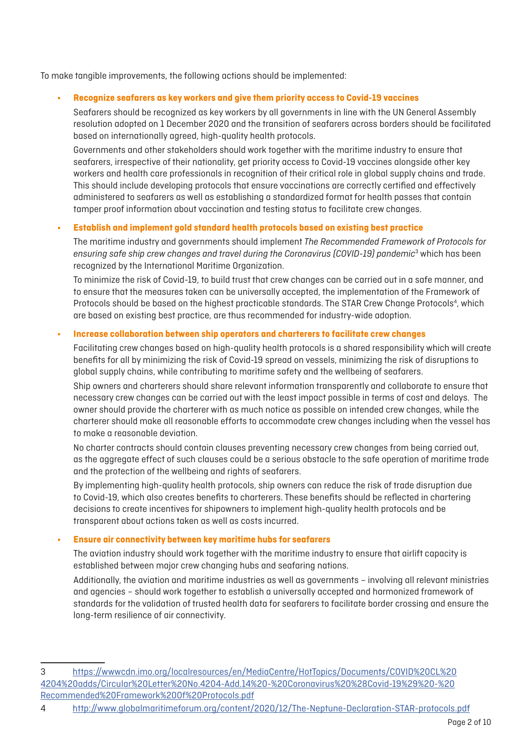To make tangible improvements, the following actions should be implemented:

- **Recognize seafarers as key workers and give them priority access to Covid-19 vaccines**

  Seafarers should be recognized as key workers by all governments in line with the UN General Assembly resolution adopted on 1 December 2020 and the transition of seafarers across borders should be facilitated based on internationally agreed, high-quality health protocols.

  Governments and other stakeholders should work together with the maritime industry to ensure that seafarers, irrespective of their nationality, get priority access to Covid-19 vaccines alongside other key workers and health care professionals in recognition of their critical role in global supply chains and trade. This should include developing protocols that ensure vaccinations are correctly certified and effectively administered to seafarers as well as establishing a standardized format for health passes that contain tamper proof information about vaccination and testing status to facilitate crew changes.

- **Establish and implement gold standard health protocols based on existing best practice**

  The maritime industry and governments should implement *The Recommended Framework of Protocols for ensuring safe ship crew changes and travel during the Coronavirus (COVID-19) pandemic*[3] which has been recognized by the International Maritime Organization.

  To minimize the risk of Covid-19, to build trust that crew changes can be carried out in a safe manner, and to ensure that the measures taken can be universally accepted, the implementation of the Framework of Protocols should be based on the highest practicable standards. The STAR Crew Change Protocols[4], which are based on existing best practice, are thus recommended for industry-wide adoption.

- **Increase collaboration between ship operators and charterers to facilitate crew changes**

  Facilitating crew changes based on high-quality health protocols is a shared responsibility which will create benefits for all by minimizing the risk of Covid-19 spread on vessels, minimizing the risk of disruptions to global supply chains, while contributing to maritime safety and the wellbeing of seafarers.

  Ship owners and charterers should share relevant information transparently and collaborate to ensure that necessary crew changes can be carried out with the least impact possible in terms of cost and delays. The owner should provide the charterer with as much notice as possible on intended crew changes, while the charterer should make all reasonable efforts to accommodate crew changes including when the vessel has to make a reasonable deviation.

  No charter contracts should contain clauses preventing necessary crew changes from being carried out, as the aggregate effect of such clauses could be a serious obstacle to the safe operation of maritime trade and the protection of the wellbeing and rights of seafarers.

  By implementing high-quality health protocols, ship owners can reduce the risk of trade disruption due to Covid-19, which also creates benefits to charterers. These benefits should be reflected in chartering decisions to create incentives for shipowners to implement high-quality health protocols and be transparent about actions taken as well as costs incurred.

- **Ensure air connectivity between key maritime hubs for seafarers**

  The aviation industry should work together with the maritime industry to ensure that airlift capacity is established between major crew changing hubs and seafaring nations.

  Additionally, the aviation and maritime industries as well as governments – involving all relevant ministries and agencies – should work together to establish a universally accepted and harmonized framework of standards for the validation of trusted health data for seafarers to facilitate border crossing and ensure the long-term resilience of air connectivity.

---

3 https://wwwcdn.imo.org/localresources/en/MediaCentre/HotTopics/Documents/COVID%20CL%204204%20adds/Circular%20Letter%20No.4204-Add.14%20-%20Coronavirus%20%28Covid-19%29%20-%20Recommended%20Framework%20of%20Protocols.pdf

4 http://www.globalmaritimeforum.org/content/2020/12/The-Neptune-Declaration-STAR-protocols.pdf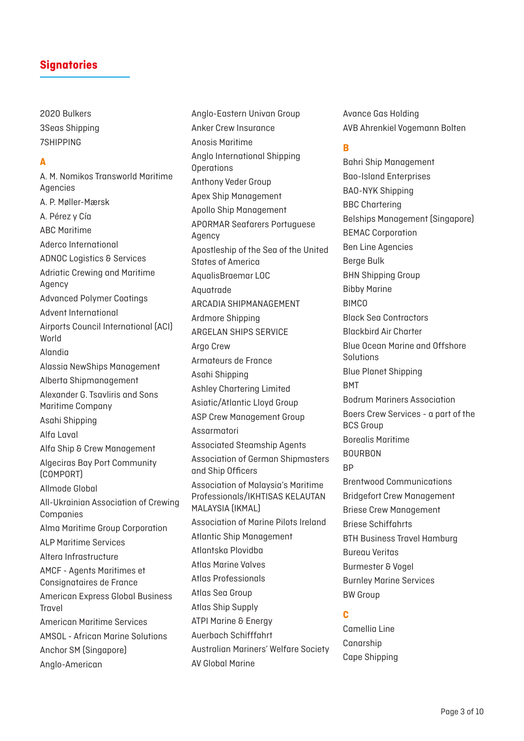## Signatories

2020 Bulkers
3Seas Shipping
7SHIPPING

### A

A. M. Nomikos Transworld Maritime Agencies
A. P. Møller-Mærsk
A. Pérez y Cía
ABC Maritime
Aderco International
ADNOC Logistics & Services
Adriatic Crewing and Maritime Agency
Advanced Polymer Coatings
Advent International
Airports Council International (ACI) World
Alandia
Alassia NewShips Management
Alberta Shipmanagement
Alexander G. Tsavliris and Sons Maritime Company
Asahi Shipping
Alfa Laval
Alfa Ship & Crew Management
Algeciras Bay Port Community (COMPORT)
Allmode Global
All-Ukrainian Association of Crewing Companies
Alma Maritime Group Corporation
ALP Maritime Services
Altera Infrastructure
AMCF - Agents Maritimes et Consignataires de France
American Express Global Business Travel
American Maritime Services
AMSOL - African Marine Solutions
Anchor SM (Singapore)
Anglo-American
Anglo-Eastern Univan Group
Anker Crew Insurance
Anosis Maritime
Anglo International Shipping Operations
Anthony Veder Group
Apex Ship Management
Apollo Ship Management
APORMAR Seafarers Portuguese Agency
Apostleship of the Sea of the United States of America
AqualisBraemar LOC
Aquatrade
ARCADIA SHIPMANAGEMENT
Ardmore Shipping
ARGELAN SHIPS SERVICE
Argo Crew
Armateurs de France
Asahi Shipping
Ashley Chartering Limited
Asiatic/Atlantic Lloyd Group
ASP Crew Management Group
Assarmatori
Associated Steamship Agents
Association of German Shipmasters and Ship Officers
Association of Malaysia's Maritime Professionals/IKHTISAS KELAUTAN MALAYSIA (IKMAL)
Association of Marine Pilots Ireland
Atlantic Ship Management
Atlantska Plovidba
Atlas Marine Valves
Atlas Professionals
Atlas Sea Group
Atlas Ship Supply
ATPI Marine & Energy
Auerbach Schifffahrt
Australian Mariners' Welfare Society
AV Global Marine
Avance Gas Holding
AVB Ahrenkiel Vogemann Bolten

### B

Bahri Ship Management
Bao-Island Enterprises
BAO-NYK Shipping
BBC Chartering
Belships Management (Singapore)
BEMAC Corporation
Ben Line Agencies
Berge Bulk
BHN Shipping Group
Bibby Marine
BIMCO
Black Sea Contractors
Blackbird Air Charter
Blue Ocean Marine and Offshore Solutions
Blue Planet Shipping
BMT
Bodrum Mariners Association
Boers Crew Services - a part of the BCS Group
Borealis Maritime
BOURBON
BP
Brentwood Communications
Bridgefort Crew Management
Briese Crew Management
Briese Schiffahrts
BTH Business Travel Hamburg
Bureau Veritas
Burmester & Vogel
Burnley Marine Services
BW Group

### C

Camellia Line
Canarship
Cape Shipping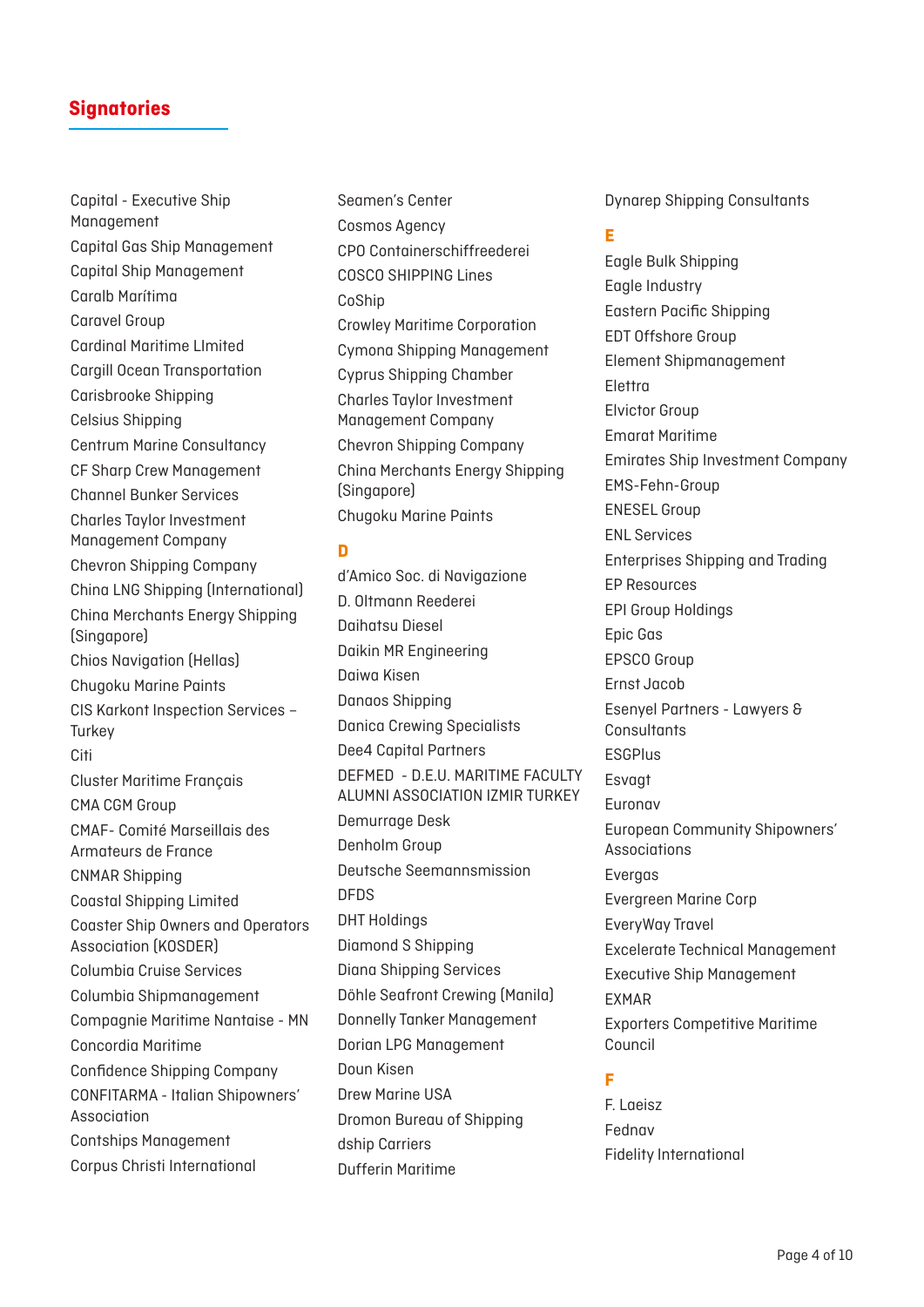## Signatories

Capital - Executive Ship Management
Capital Gas Ship Management
Capital Ship Management
Caralb Marítima
Caravel Group
Cardinal Maritime LImited
Cargill Ocean Transportation
Carisbrooke Shipping
Celsius Shipping
Centrum Marine Consultancy
CF Sharp Crew Management
Channel Bunker Services
Charles Taylor Investment Management Company
Chevron Shipping Company
China LNG Shipping (International)
China Merchants Energy Shipping (Singapore)
Chios Navigation (Hellas)
Chugoku Marine Paints
CIS Karkont Inspection Services – Turkey
Citi
Cluster Maritime Français
CMA CGM Group
CMAF- Comité Marseillais des Armateurs de France
CNMAR Shipping
Coastal Shipping Limited
Coaster Ship Owners and Operators Association (KOSDER)
Columbia Cruise Services
Columbia Shipmanagement
Compagnie Maritime Nantaise - MN
Concordia Maritime
Confidence Shipping Company
CONFITARMA - Italian Shipowners' Association
Contships Management
Corpus Christi International
Seamen's Center
Cosmos Agency
CPO Containerschiffreederei
COSCO SHIPPING Lines
CoShip
Crowley Maritime Corporation
Cymona Shipping Management
Cyprus Shipping Chamber
Charles Taylor Investment Management Company
Chevron Shipping Company
China Merchants Energy Shipping (Singapore)
Chugoku Marine Paints

### D

d'Amico Soc. di Navigazione
D. Oltmann Reederei
Daihatsu Diesel
Daikin MR Engineering
Daiwa Kisen
Danaos Shipping
Danica Crewing Specialists
Dee4 Capital Partners
DEFMED - D.E.U. MARITIME FACULTY ALUMNI ASSOCIATION IZMIR TURKEY
Demurrage Desk
Denholm Group
Deutsche Seemannsmission
DFDS
DHT Holdings
Diamond S Shipping
Diana Shipping Services
Döhle Seafront Crewing (Manila)
Donnelly Tanker Management
Dorian LPG Management
Doun Kisen
Drew Marine USA
Dromon Bureau of Shipping
dship Carriers
Dufferin Maritime
Dynarep Shipping Consultants

### E

Eagle Bulk Shipping
Eagle Industry
Eastern Pacific Shipping
EDT Offshore Group
Element Shipmanagement
Elettra
Elvictor Group
Emarat Maritime
Emirates Ship Investment Company
EMS-Fehn-Group
ENESEL Group
ENL Services
Enterprises Shipping and Trading
EP Resources
EPI Group Holdings
Epic Gas
EPSCO Group
Ernst Jacob
Esenyel Partners - Lawyers & Consultants
ESGPlus
Esvagt
Euronav
European Community Shipowners' Associations
Evergas
Evergreen Marine Corp
EveryWay Travel
Excelerate Technical Management
Executive Ship Management
EXMAR
Exporters Competitive Maritime Council

### F

F. Laeisz
Fednav
Fidelity International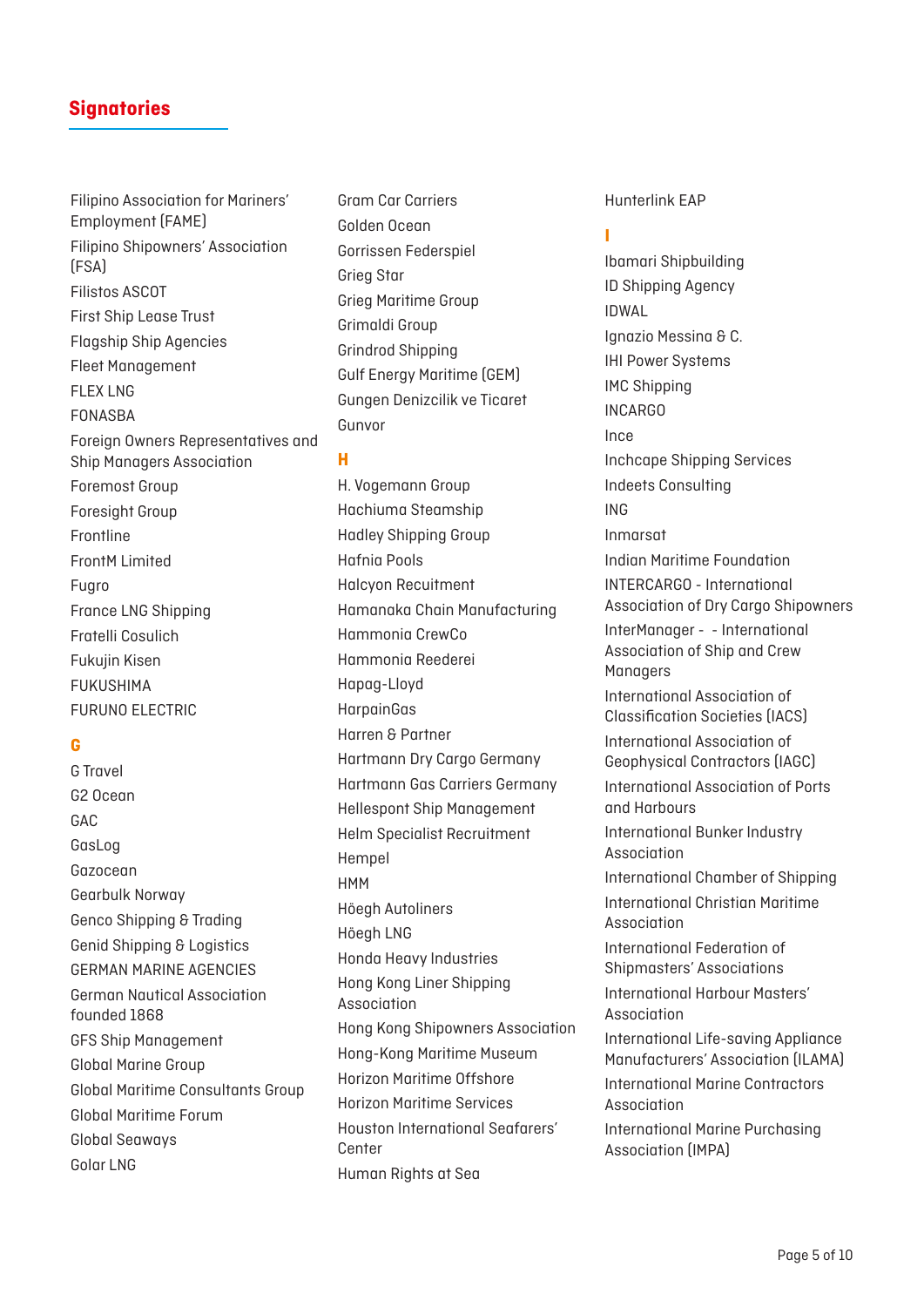## Signatories

Filipino Association for Mariners' Employment (FAME)
Filipino Shipowners' Association (FSA)
Filistos ASCOT
First Ship Lease Trust
Flagship Ship Agencies
Fleet Management
FLEX LNG
FONASBA
Foreign Owners Representatives and Ship Managers Association
Foremost Group
Foresight Group
Frontline
FrontM Limited
Fugro
France LNG Shipping
Fratelli Cosulich
Fukujin Kisen
FUKUSHIMA
FURUNO ELECTRIC

**G**

G Travel
G2 Ocean
GAC
GasLog
Gazocean
Gearbulk Norway
Genco Shipping & Trading
Genid Shipping & Logistics
GERMAN MARINE AGENCIES
German Nautical Association founded 1868
GFS Ship Management
Global Marine Group
Global Maritime Consultants Group
Global Maritime Forum
Global Seaways
Golar LNG
Gram Car Carriers
Golden Ocean
Gorrissen Federspiel
Grieg Star
Grieg Maritime Group
Grimaldi Group
Grindrod Shipping
Gulf Energy Maritime (GEM)
Gungen Denizcilik ve Ticaret
Gunvor

**H**

H. Vogemann Group
Hachiuma Steamship
Hadley Shipping Group
Hafnia Pools
Halcyon Recuitment
Hamanaka Chain Manufacturing
Hammonia CrewCo
Hammonia Reederei
Hapag-Lloyd
HarpainGas
Harren & Partner
Hartmann Dry Cargo Germany
Hartmann Gas Carriers Germany
Hellespont Ship Management
Helm Specialist Recruitment
Hempel
HMM
Höegh Autoliners
Höegh LNG
Honda Heavy Industries
Hong Kong Liner Shipping Association
Hong Kong Shipowners Association
Hong-Kong Maritime Museum
Horizon Maritime Offshore
Horizon Maritime Services
Houston International Seafarers' Center
Human Rights at Sea
Hunterlink EAP

**I**

Ibamari Shipbuilding
ID Shipping Agency
IDWAL
Ignazio Messina & C.
IHI Power Systems
IMC Shipping
INCARGO
Ince
Inchcape Shipping Services
Indeets Consulting
ING
Inmarsat
Indian Maritime Foundation
INTERCARGO - International Association of Dry Cargo Shipowners
InterManager - - International Association of Ship and Crew Managers
International Association of Classification Societies (IACS)
International Association of Geophysical Contractors (IAGC)
International Association of Ports and Harbours
International Bunker Industry Association
International Chamber of Shipping
International Christian Maritime Association
International Federation of Shipmasters' Associations
International Harbour Masters' Association
International Life-saving Appliance Manufacturers' Association (ILAMA)
International Marine Contractors Association
International Marine Purchasing Association (IMPA)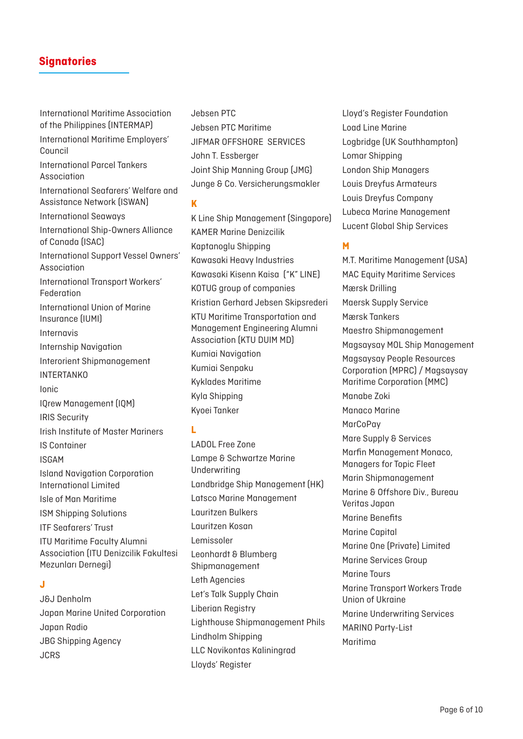## Signatories

International Maritime Association of the Philippines (INTERMAP)
International Maritime Employers' Council
International Parcel Tankers Association
International Seafarers' Welfare and Assistance Network (ISWAN)
International Seaways
International Ship-Owners Alliance of Canada (ISAC)
International Support Vessel Owners' Association
International Transport Workers' Federation
International Union of Marine Insurance (IUMI)
Internavis
Internship Navigation
Interorient Shipmanagement
INTERTANKO
Ionic
IQrew Management (IQM)
IRIS Security
Irish Institute of Master Mariners
IS Container
ISGAM
Island Navigation Corporation International Limited
Isle of Man Maritime
ISM Shipping Solutions
ITF Seafarers' Trust
ITU Maritime Faculty Alumni Association (ITU Denizcilik Fakultesi Mezunları Dernegi)

### J

J&J Denholm
Japan Marine United Corporation
Japan Radio
JBG Shipping Agency
JCRS
Jebsen PTC
Jebsen PTC Maritime
JIFMAR OFFSHORE SERVICES
John T. Essberger
Joint Ship Manning Group (JMG)
Junge & Co. Versicherungsmakler

### K

K Line Ship Management (Singapore)
KAMER Marine Denizcilik
Kaptanoglu Shipping
Kawasaki Heavy Industries
Kawasaki Kisenn Kaisa ("K" LINE)
KOTUG group of companies
Kristian Gerhard Jebsen Skipsrederi
KTU Maritime Transportation and Management Engineering Alumni Association (KTU DUIM MD)
Kumiai Navigation
Kumiai Senpaku
Kyklades Maritime
Kyla Shipping
Kyoei Tanker

### L

LADOL Free Zone
Lampe & Schwartze Marine Underwriting
Landbridge Ship Management (HK)
Latsco Marine Management
Lauritzen Bulkers
Lauritzen Kosan
Lemissoler
Leonhardt & Blumberg Shipmanagement
Leth Agencies
Let's Talk Supply Chain
Liberian Registry
Lighthouse Shipmanagement Phils
Lindholm Shipping
LLC Novikontas Kaliningrad
Lloyds' Register
Lloyd's Register Foundation
Load Line Marine
Logbridge (UK Southhampton)
Lomar Shipping
London Ship Managers
Louis Dreyfus Armateurs
Louis Dreyfus Company
Lubeca Marine Management
Lucent Global Ship Services

### M

M.T. Maritime Management (USA)
MAC Equity Maritime Services
Mærsk Drilling
Maersk Supply Service
Mærsk Tankers
Maestro Shipmanagement
Magsaysay MOL Ship Management
Magsaysay People Resources Corporation (MPRC) / Magsaysay Maritime Corporation (MMC)
Manabe Zoki
Manaco Marine
MarCoPay
Mare Supply & Services
Marfin Management Monaco, Managers for Topic Fleet
Marin Shipmanagement
Marine & Offshore Div., Bureau Veritas Japan
Marine Benefits
Marine Capital
Marine One (Private) Limited
Marine Services Group
Marine Tours
Marine Transport Workers Trade Union of Ukraine
Marine Underwriting Services
MARINO Party-List
Maritima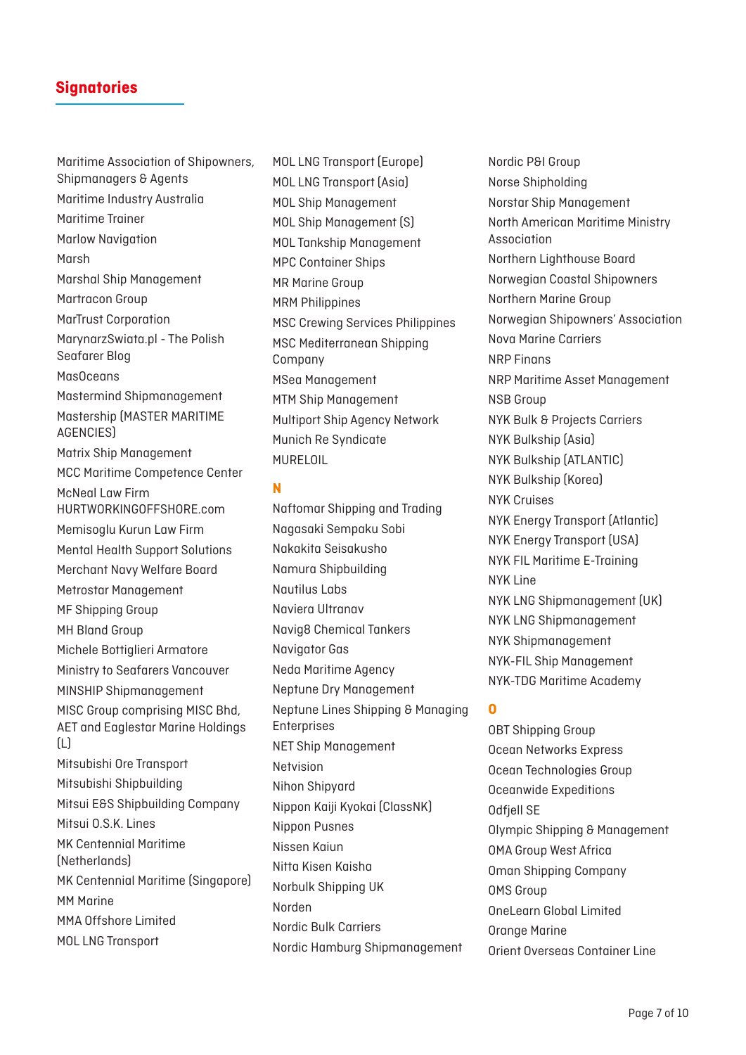## Signatories

Maritime Association of Shipowners, Shipmanagers & Agents
Maritime Industry Australia
Maritime Trainer
Marlow Navigation
Marsh
Marshal Ship Management
Martracon Group
MarTrust Corporation
MarynarzSwiata.pl - The Polish Seafarer Blog
MasOceans
Mastermind Shipmanagement
Mastership (MASTER MARITIME AGENCIES)
Matrix Ship Management
MCC Maritime Competence Center
McNeal Law Firm HURTWORKINGOFFSHORE.com
Memisoglu Kurun Law Firm
Mental Health Support Solutions
Merchant Navy Welfare Board
Metrostar Management
MF Shipping Group
MH Bland Group
Michele Bottiglieri Armatore
Ministry to Seafarers Vancouver
MINSHIP Shipmanagement
MISC Group comprising MISC Bhd, AET and Eaglestar Marine Holdings (L)
Mitsubishi Ore Transport
Mitsubishi Shipbuilding
Mitsui E&S Shipbuilding Company
Mitsui O.S.K. Lines
MK Centennial Maritime (Netherlands)
MK Centennial Maritime (Singapore)
MM Marine
MMA Offshore Limited
MOL LNG Transport
MOL LNG Transport (Europe)
MOL LNG Transport (Asia)
MOL Ship Management
MOL Ship Management (S)
MOL Tankship Management
MPC Container Ships
MR Marine Group
MRM Philippines
MSC Crewing Services Philippines
MSC Mediterranean Shipping Company
MSea Management
MTM Ship Management
Multiport Ship Agency Network
Munich Re Syndicate
MURELOIL

### N

Naftomar Shipping and Trading
Nagasaki Sempaku Sobi
Nakakita Seisakusho
Namura Shipbuilding
Nautilus Labs
Naviera Ultranav
Navig8 Chemical Tankers
Navigator Gas
Neda Maritime Agency
Neptune Dry Management
Neptune Lines Shipping & Managing Enterprises
NET Ship Management
Netvision
Nihon Shipyard
Nippon Kaiji Kyokai (ClassNK)
Nippon Pusnes
Nissen Kaiun
Nitta Kisen Kaisha
Norbulk Shipping UK
Norden
Nordic Bulk Carriers
Nordic Hamburg Shipmanagement
Nordic P&I Group
Norse Shipholding
Norstar Ship Management
North American Maritime Ministry Association
Northern Lighthouse Board
Norwegian Coastal Shipowners
Northern Marine Group
Norwegian Shipowners' Association
Nova Marine Carriers
NRP Finans
NRP Maritime Asset Management
NSB Group
NYK Bulk & Projects Carriers
NYK Bulkship (Asia)
NYK Bulkship (ATLANTIC)
NYK Bulkship (Korea)
NYK Cruises
NYK Energy Transport (Atlantic)
NYK Energy Transport (USA)
NYK FIL Maritime E-Training
NYK Line
NYK LNG Shipmanagement (UK)
NYK LNG Shipmanagement
NYK Shipmanagement
NYK-FIL Ship Management
NYK-TDG Maritime Academy

### O

OBT Shipping Group
Ocean Networks Express
Ocean Technologies Group
Oceanwide Expeditions
Odfjell SE
Olympic Shipping & Management
OMA Group West Africa
Oman Shipping Company
OMS Group
OneLearn Global Limited
Orange Marine
Orient Overseas Container Line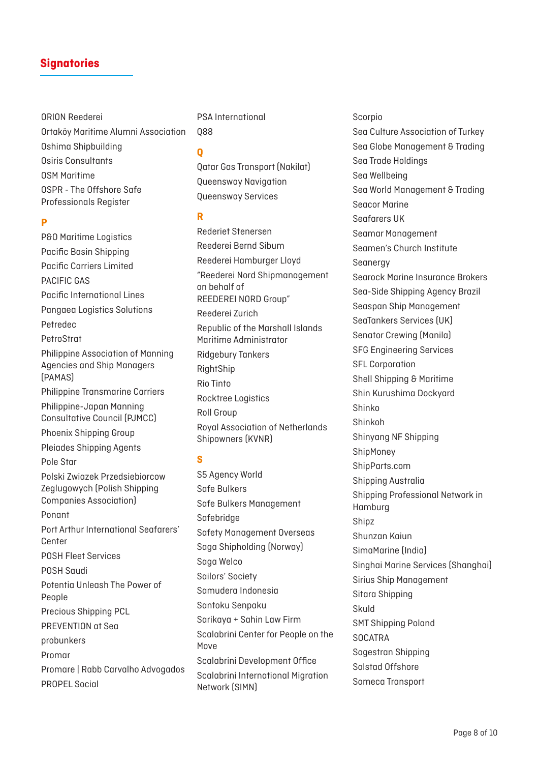## Signatories

ORION Reederei
Ortaköy Maritime Alumni Association
Oshima Shipbuilding
Osiris Consultants
OSM Maritime
OSPR - The Offshore Safe Professionals Register

### P

P&O Maritime Logistics
Pacific Basin Shipping
Pacific Carriers Limited
PACIFIC GAS
Pacific International Lines
Pangaea Logistics Solutions
Petredec
PetroStrat
Philippine Association of Manning Agencies and Ship Managers (PAMAS)
Philippine Transmarine Carriers
Philippine-Japan Manning Consultative Council (PJMCC)
Phoenix Shipping Group
Pleiades Shipping Agents
Pole Star
Polski Zwiazek Przedsiebiorcow Zeglugowych (Polish Shipping Companies Association)
Ponant
Port Arthur International Seafarers' Center
POSH Fleet Services
POSH Saudi
Potentia Unleash The Power of People
Precious Shipping PCL
PREVENTION at Sea
probunkers
Promar
Promare | Rabb Carvalho Advogados
PROPEL Social
PSA International
Q88

### Q

Qatar Gas Transport (Nakilat)
Queensway Navigation
Queensway Services

### R

Rederiet Stenersen
Reederei Bernd Sibum
Reederei Hamburger Lloyd
"Reederei Nord Shipmanagement on behalf of REEDEREI NORD Group"
Reederei Zurich
Republic of the Marshall Islands Maritime Administrator
Ridgebury Tankers
RightShip
Rio Tinto
Rocktree Logistics
Roll Group
Royal Association of Netherlands Shipowners (KVNR)

### S

S5 Agency World
Safe Bulkers
Safe Bulkers Management
Safebridge
Safety Management Overseas
Saga Shipholding (Norway)
Saga Welco
Sailors' Society
Samudera Indonesia
Santoku Senpaku
Sarikaya + Sahin Law Firm
Scalabrini Center for People on the Move
Scalabrini Development Office
Scalabrini International Migration Network (SIMN)
Scorpio
Sea Culture Association of Turkey
Sea Globe Management & Trading
Sea Trade Holdings
Sea Wellbeing
Sea World Management & Trading
Seacor Marine
Seafarers UK
Seamar Management
Seamen's Church Institute
Seanergy
Searock Marine Insurance Brokers
Sea-Side Shipping Agency Brazil
Seaspan Ship Management
SeaTankers Services (UK)
Senator Crewing (Manila)
SFG Engineering Services
SFL Corporation
Shell Shipping & Maritime
Shin Kurushima Dockyard
Shinko
Shinkoh
Shinyang NF Shipping
ShipMoney
ShipParts.com
Shipping Australia
Shipping Professional Network in Hamburg
Shipz
Shunzan Kaiun
SimaMarine (India)
Singhai Marine Services (Shanghai)
Sirius Ship Management
Sitara Shipping
Skuld
SMT Shipping Poland
SOCATRA
Sogestran Shipping
Solstad Offshore
Someca Transport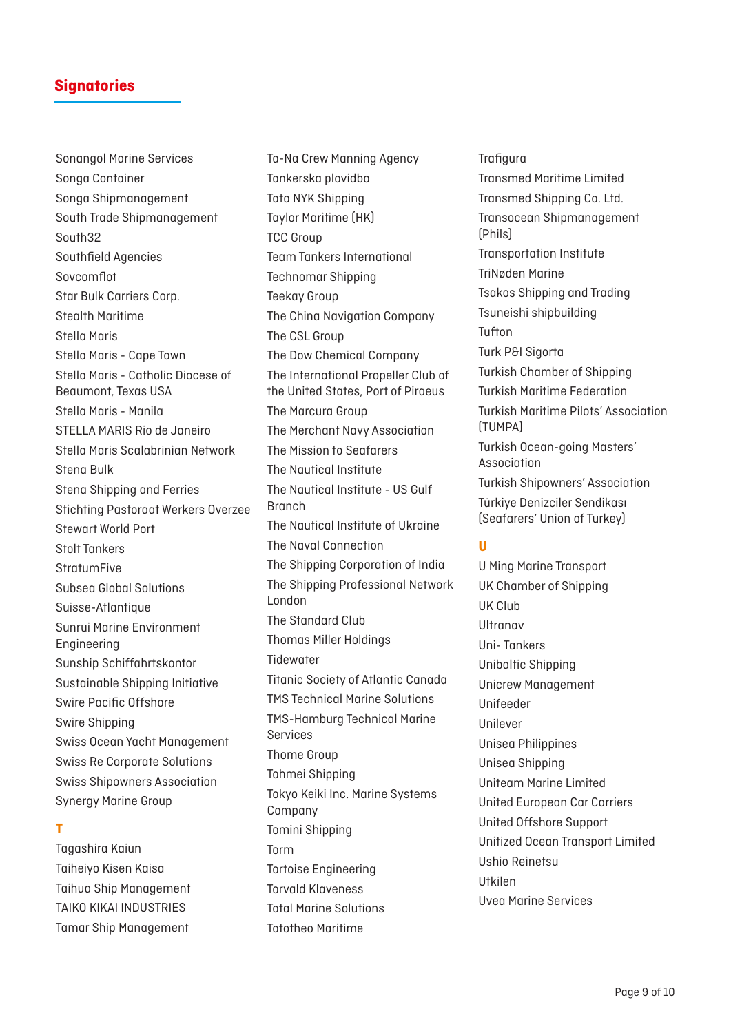## Signatories

Sonangol Marine Services
Songa Container
Songa Shipmanagement
South Trade Shipmanagement
South32
Southfield Agencies
Sovcomflot
Star Bulk Carriers Corp.
Stealth Maritime
Stella Maris
Stella Maris - Cape Town
Stella Maris - Catholic Diocese of Beaumont, Texas USA
Stella Maris - Manila
STELLA MARIS Rio de Janeiro
Stella Maris Scalabrinian Network
Stena Bulk
Stena Shipping and Ferries
Stichting Pastoraat Werkers Overzee
Stewart World Port
Stolt Tankers
StratumFive
Subsea Global Solutions
Suisse-Atlantique
Sunrui Marine Environment Engineering
Sunship Schiffahrtskontor
Sustainable Shipping Initiative
Swire Pacific Offshore
Swire Shipping
Swiss Ocean Yacht Management
Swiss Re Corporate Solutions
Swiss Shipowners Association
Synergy Marine Group

### T

Tagashira Kaiun
Taiheiyo Kisen Kaisa
Taihua Ship Management
TAIKO KIKAI INDUSTRIES
Tamar Ship Management
Ta-Na Crew Manning Agency
Tankerska plovidba
Tata NYK Shipping
Taylor Maritime (HK)
TCC Group
Team Tankers International
Technomar Shipping
Teekay Group
The China Navigation Company
The CSL Group
The Dow Chemical Company
The International Propeller Club of the United States, Port of Piraeus
The Marcura Group
The Merchant Navy Association
The Mission to Seafarers
The Nautical Institute
The Nautical Institute - US Gulf Branch
The Nautical Institute of Ukraine
The Naval Connection
The Shipping Corporation of India
The Shipping Professional Network London
The Standard Club
Thomas Miller Holdings
Tidewater
Titanic Society of Atlantic Canada
TMS Technical Marine Solutions
TMS-Hamburg Technical Marine Services
Thome Group
Tohmei Shipping
Tokyo Keiki Inc. Marine Systems Company
Tomini Shipping
Torm
Tortoise Engineering
Torvald Klaveness
Total Marine Solutions
Tototheo Maritime
Trafigura
Transmed Maritime Limited
Transmed Shipping Co. Ltd.
Transocean Shipmanagement (Phils)
Transportation Institute
TriNøden Marine
Tsakos Shipping and Trading
Tsuneishi shipbuilding
Tufton
Turk P&I Sigorta
Turkish Chamber of Shipping
Turkish Maritime Federation
Turkish Maritime Pilots' Association (TUMPA)
Turkish Ocean-going Masters' Association
Turkish Shipowners' Association
Türkiye Denizciler Sendikası (Seafarers' Union of Turkey)

### U

U Ming Marine Transport
UK Chamber of Shipping
UK Club
Ultranav
Uni- Tankers
Unibaltic Shipping
Unicrew Management
Unifeeder
Unilever
Unisea Philippines
Unisea Shipping
Uniteam Marine Limited
United European Car Carriers
United Offshore Support
Unitized Ocean Transport Limited
Ushio Reinetsu
Utkilen
Uvea Marine Services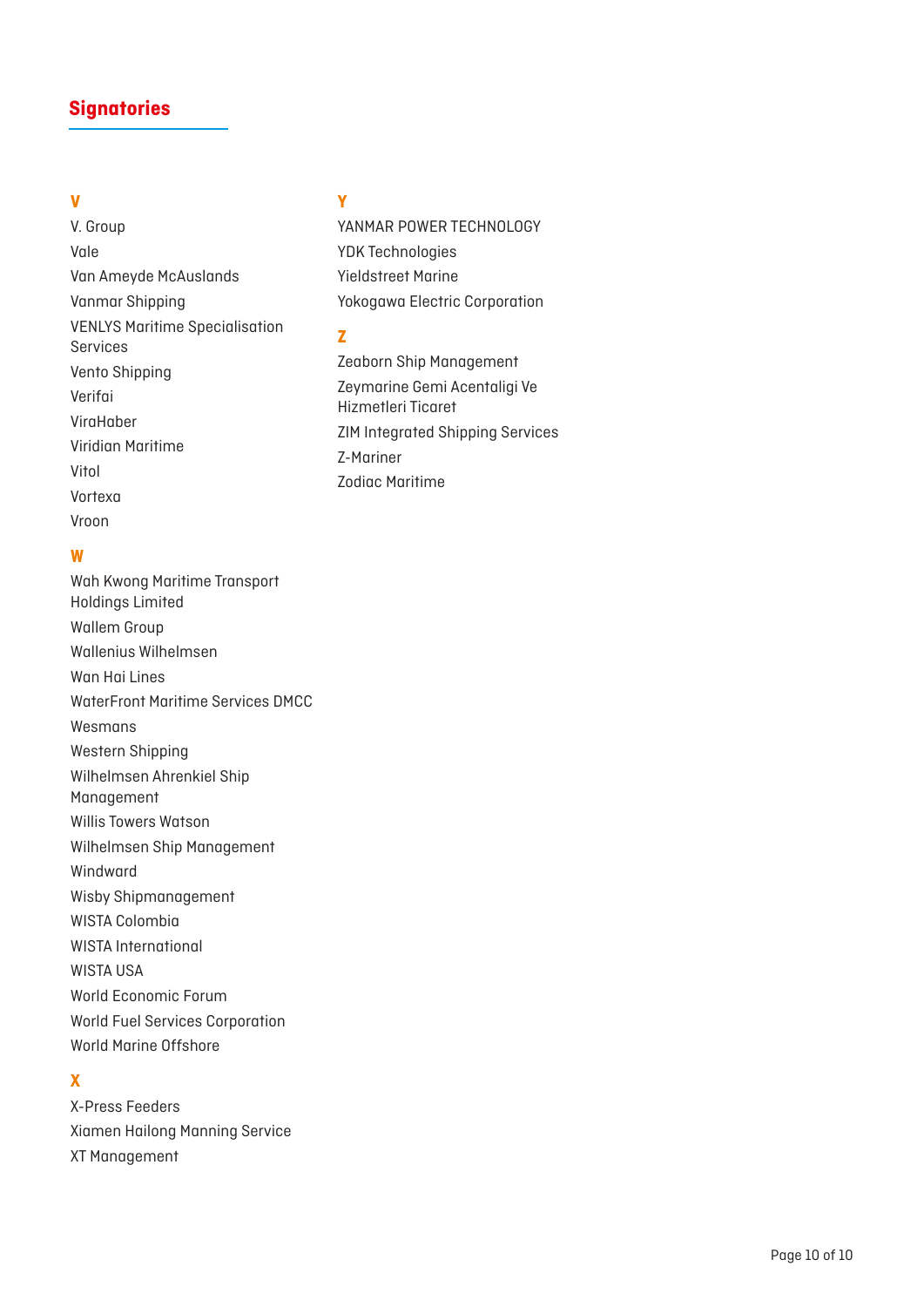## Signatories

### V

V. Group
Vale
Van Ameyde McAuslands
Vanmar Shipping
VENLYS Maritime Specialisation Services
Vento Shipping
Verifai
ViraHaber
Viridian Maritime
Vitol
Vortexa
Vroon

### W

Wah Kwong Maritime Transport Holdings Limited
Wallem Group
Wallenius Wilhelmsen
Wan Hai Lines
WaterFront Maritime Services DMCC
Wesmans
Western Shipping
Wilhelmsen Ahrenkiel Ship Management
Willis Towers Watson
Wilhelmsen Ship Management
Windward
Wisby Shipmanagement
WISTA Colombia
WISTA International
WISTA USA
World Economic Forum
World Fuel Services Corporation
World Marine Offshore

### X

X-Press Feeders
Xiamen Hailong Manning Service
XT Management

### Y

YANMAR POWER TECHNOLOGY
YDK Technologies
Yieldstreet Marine
Yokogawa Electric Corporation

### Z

Zeaborn Ship Management
Zeymarine Gemi Acentaligi Ve Hizmetleri Ticaret
ZIM Integrated Shipping Services
Z-Mariner
Zodiac Maritime